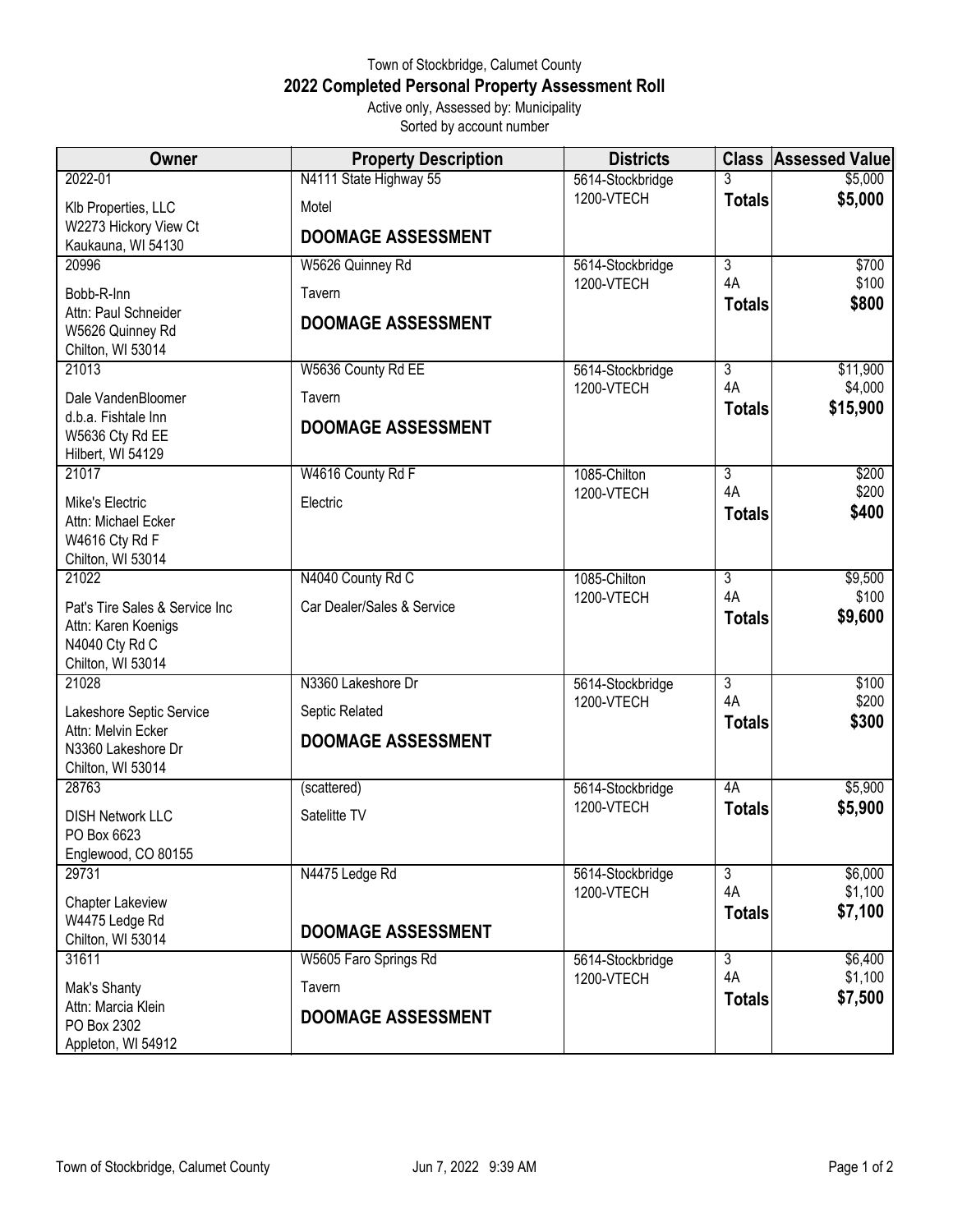Town of Stockbridge, Calumet County

# 2022 Completed Personal Property Assessment Roll

Active only, Assessed by: Municipality

Sorted by account number

| Owner | Property Description | Districts | Class | Assessed Value |
|---|---|---|---|---|
| 2022-01<br>Klb Properties, LLC<br>W2273 Hickory View Ct<br>Kaukauna, WI 54130 | N4111 State Highway 55<br>Motel<br>**DOOMAGE ASSESSMENT** | 5614-Stockbridge<br>1200-VTECH | 3<br>**Totals** | \$5,000<br>**\$5,000** |
| 20996<br>Bobb-R-Inn<br>Attn: Paul Schneider<br>W5626 Quinney Rd<br>Chilton, WI 53014 | W5626 Quinney Rd<br>Tavern<br>**DOOMAGE ASSESSMENT** | 5614-Stockbridge<br>1200-VTECH | 3<br>4A<br>**Totals** | \$700<br>\$100<br>**\$800** |
| 21013<br>Dale VandenBloomer<br>d.b.a. Fishtale Inn<br>W5636 Cty Rd EE<br>Hilbert, WI 54129 | W5636 County Rd EE<br>Tavern<br>**DOOMAGE ASSESSMENT** | 5614-Stockbridge<br>1200-VTECH | 3<br>4A<br>**Totals** | \$11,900<br>\$4,000<br>**\$15,900** |
| 21017<br>Mike's Electric<br>Attn: Michael Ecker<br>W4616 Cty Rd F<br>Chilton, WI 53014 | W4616 County Rd F<br>Electric | 1085-Chilton<br>1200-VTECH | 3<br>4A<br>**Totals** | \$200<br>\$200<br>**\$400** |
| 21022<br>Pat's Tire Sales & Service Inc<br>Attn: Karen Koenigs<br>N4040 Cty Rd C<br>Chilton, WI 53014 | N4040 County Rd C<br>Car Dealer/Sales & Service | 1085-Chilton<br>1200-VTECH | 3<br>4A<br>**Totals** | \$9,500<br>\$100<br>**\$9,600** |
| 21028<br>Lakeshore Septic Service<br>Attn: Melvin Ecker<br>N3360 Lakeshore Dr<br>Chilton, WI 53014 | N3360 Lakeshore Dr<br>Septic Related<br>**DOOMAGE ASSESSMENT** | 5614-Stockbridge<br>1200-VTECH | 3<br>4A<br>**Totals** | \$100<br>\$200<br>**\$300** |
| 28763<br>DISH Network LLC<br>PO Box 6623<br>Englewood, CO 80155 | (scattered)<br>Satelitte TV | 5614-Stockbridge<br>1200-VTECH | 4A<br>**Totals** | \$5,900<br>**\$5,900** |
| 29731<br>Chapter Lakeview<br>W4475 Ledge Rd<br>Chilton, WI 53014 | N4475 Ledge Rd<br>**DOOMAGE ASSESSMENT** | 5614-Stockbridge<br>1200-VTECH | 3<br>4A<br>**Totals** | \$6,000<br>\$1,100<br>**\$7,100** |
| 31611<br>Mak's Shanty<br>Attn: Marcia Klein<br>PO Box 2302<br>Appleton, WI 54912 | W5605 Faro Springs Rd<br>Tavern<br>**DOOMAGE ASSESSMENT** | 5614-Stockbridge<br>1200-VTECH | 3<br>4A<br>**Totals** | \$6,400<br>\$1,100<br>**\$7,500** |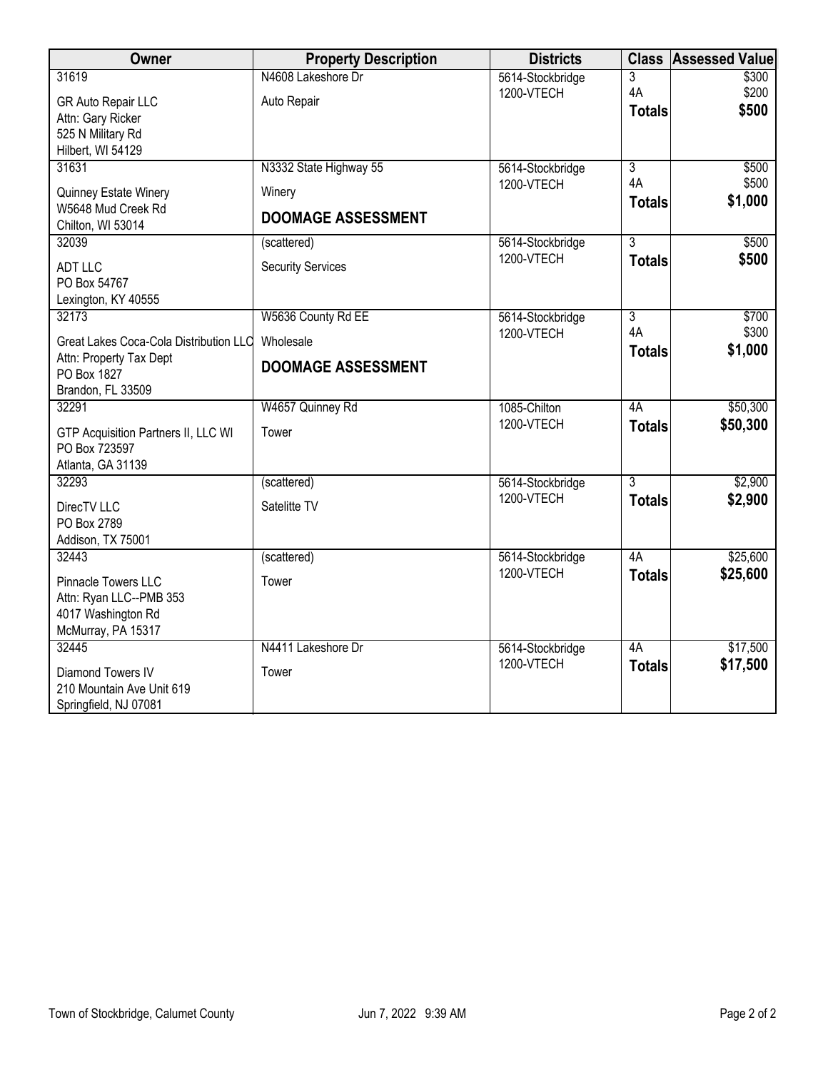| Owner | Property Description | Districts | Class | Assessed Value |
|---|---|---|---|---|
| 31619<br>GR Auto Repair LLC<br>Attn: Gary Ricker<br>525 N Military Rd<br>Hilbert, WI 54129 | N4608 Lakeshore Dr<br>Auto Repair | 5614-Stockbridge<br>1200-VTECH | 3<br>4A<br>**Totals** | $300<br>$200<br>**$500** |
| 31631<br>Quinney Estate Winery<br>W5648 Mud Creek Rd<br>Chilton, WI 53014 | N3332 State Highway 55<br>Winery<br>**DOOMAGE ASSESSMENT** | 5614-Stockbridge<br>1200-VTECH | 3<br>4A<br>**Totals** | $500<br>$500<br>**$1,000** |
| 32039<br>ADT LLC<br>PO Box 54767<br>Lexington, KY 40555 | (scattered)<br>Security Services | 5614-Stockbridge<br>1200-VTECH | 3<br>**Totals** | $500<br>**$500** |
| 32173<br>Great Lakes Coca-Cola Distribution LLC<br>Attn: Property Tax Dept<br>PO Box 1827<br>Brandon, FL 33509 | W5636 County Rd EE<br>Wholesale<br>**DOOMAGE ASSESSMENT** | 5614-Stockbridge<br>1200-VTECH | 3<br>4A<br>**Totals** | $700<br>$300<br>**$1,000** |
| 32291<br>GTP Acquisition Partners II, LLC WI<br>PO Box 723597<br>Atlanta, GA 31139 | W4657 Quinney Rd<br>Tower | 1085-Chilton<br>1200-VTECH | 4A<br>**Totals** | $50,300<br>**$50,300** |
| 32293<br>DirecTV LLC<br>PO Box 2789<br>Addison, TX 75001 | (scattered)<br>Satelitte TV | 5614-Stockbridge<br>1200-VTECH | 3<br>**Totals** | $2,900<br>**$2,900** |
| 32443<br>Pinnacle Towers LLC<br>Attn: Ryan LLC--PMB 353<br>4017 Washington Rd<br>McMurray, PA 15317 | (scattered)<br>Tower | 5614-Stockbridge<br>1200-VTECH | 4A<br>**Totals** | $25,600<br>**$25,600** |
| 32445<br>Diamond Towers IV<br>210 Mountain Ave Unit 619<br>Springfield, NJ 07081 | N4411 Lakeshore Dr<br>Tower | 5614-Stockbridge<br>1200-VTECH | 4A<br>**Totals** | $17,500<br>**$17,500** |

Town of Stockbridge, Calumet County    Jun 7, 2022 9:39 AM